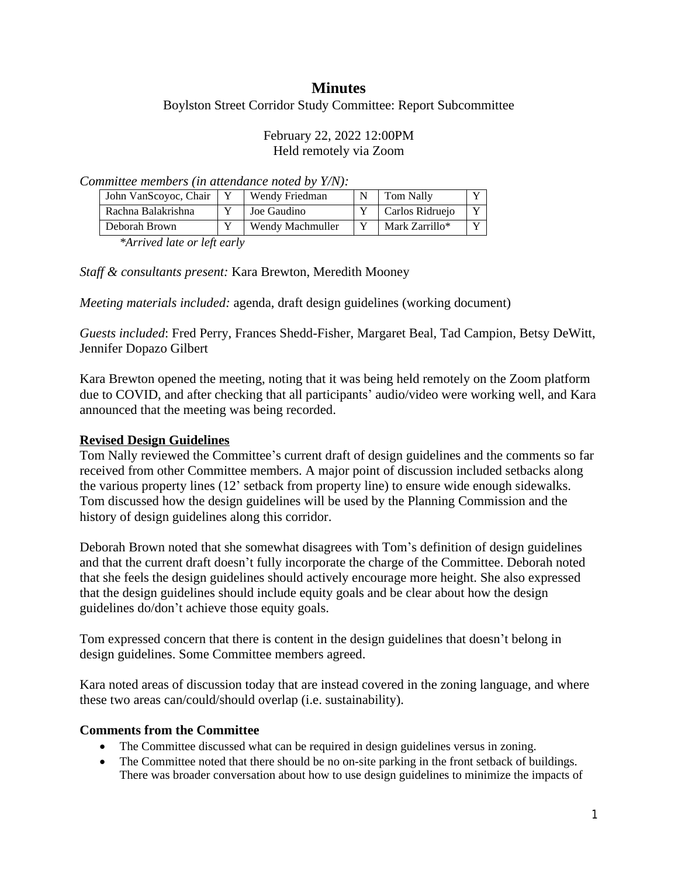# Minutes

Boylston Street Corridor Study Committee: Report Subcommittee

February 22, 2022 12:00PM
Held remotely via Zoom

*Committee members (in attendance noted by Y/N):*

| | | | | | |
|---|---|---|---|---|---|
| John VanScoyoc, Chair | Y | Wendy Friedman | N | Tom Nally | Y |
| Rachna Balakrishna | Y | Joe Gaudino | Y | Carlos Ridruejo | Y |
| Deborah Brown | Y | Wendy Machmuller | Y | Mark Zarrillo* | Y |

*\*Arrived late or left early*

*Staff & consultants present:* Kara Brewton, Meredith Mooney

*Meeting materials included:* agenda, draft design guidelines (working document)

*Guests included*: Fred Perry, Frances Shedd-Fisher, Margaret Beal, Tad Campion, Betsy DeWitt, Jennifer Dopazo Gilbert

Kara Brewton opened the meeting, noting that it was being held remotely on the Zoom platform due to COVID, and after checking that all participants' audio/video were working well, and Kara announced that the meeting was being recorded.

## Revised Design Guidelines

Tom Nally reviewed the Committee's current draft of design guidelines and the comments so far received from other Committee members. A major point of discussion included setbacks along the various property lines (12' setback from property line) to ensure wide enough sidewalks. Tom discussed how the design guidelines will be used by the Planning Commission and the history of design guidelines along this corridor.

Deborah Brown noted that she somewhat disagrees with Tom's definition of design guidelines and that the current draft doesn't fully incorporate the charge of the Committee. Deborah noted that she feels the design guidelines should actively encourage more height. She also expressed that the design guidelines should include equity goals and be clear about how the design guidelines do/don't achieve those equity goals.

Tom expressed concern that there is content in the design guidelines that doesn't belong in design guidelines. Some Committee members agreed.

Kara noted areas of discussion today that are instead covered in the zoning language, and where these two areas can/could/should overlap (i.e. sustainability).

### Comments from the Committee

- The Committee discussed what can be required in design guidelines versus in zoning.
- The Committee noted that there should be no on-site parking in the front setback of buildings. There was broader conversation about how to use design guidelines to minimize the impacts of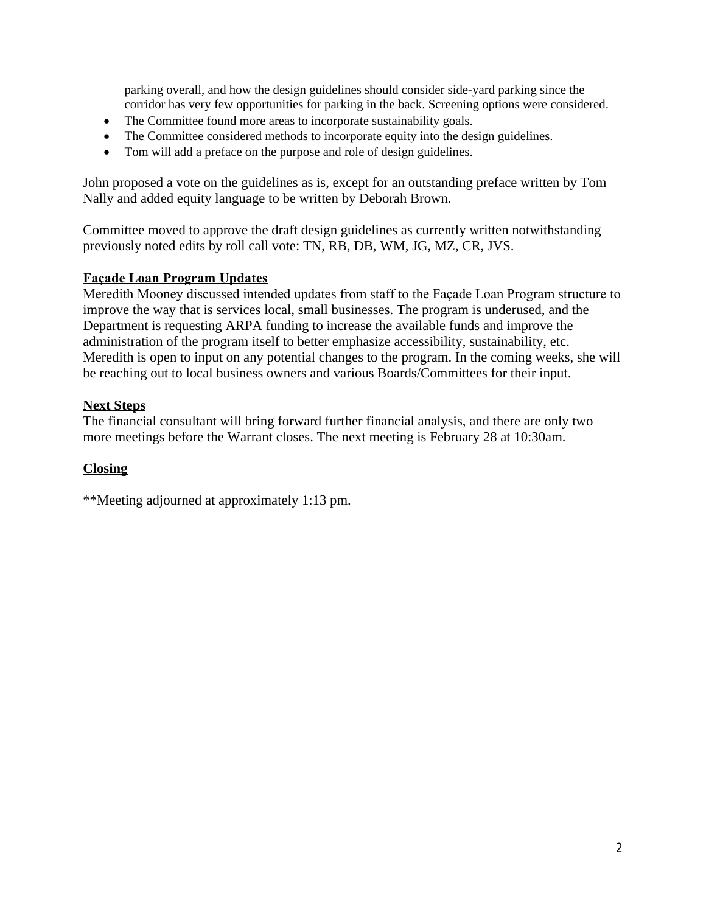parking overall, and how the design guidelines should consider side-yard parking since the corridor has very few opportunities for parking in the back. Screening options were considered.

- The Committee found more areas to incorporate sustainability goals.
- The Committee considered methods to incorporate equity into the design guidelines.
- Tom will add a preface on the purpose and role of design guidelines.

John proposed a vote on the guidelines as is, except for an outstanding preface written by Tom Nally and added equity language to be written by Deborah Brown.

Committee moved to approve the draft design guidelines as currently written notwithstanding previously noted edits by roll call vote: TN, RB, DB, WM, JG, MZ, CR, JVS.

**Façade Loan Program Updates**

Meredith Mooney discussed intended updates from staff to the Façade Loan Program structure to improve the way that is services local, small businesses. The program is underused, and the Department is requesting ARPA funding to increase the available funds and improve the administration of the program itself to better emphasize accessibility, sustainability, etc. Meredith is open to input on any potential changes to the program. In the coming weeks, she will be reaching out to local business owners and various Boards/Committees for their input.

**Next Steps**

The financial consultant will bring forward further financial analysis, and there are only two more meetings before the Warrant closes. The next meeting is February 28 at 10:30am.

**Closing**

**Meeting adjourned at approximately 1:13 pm.